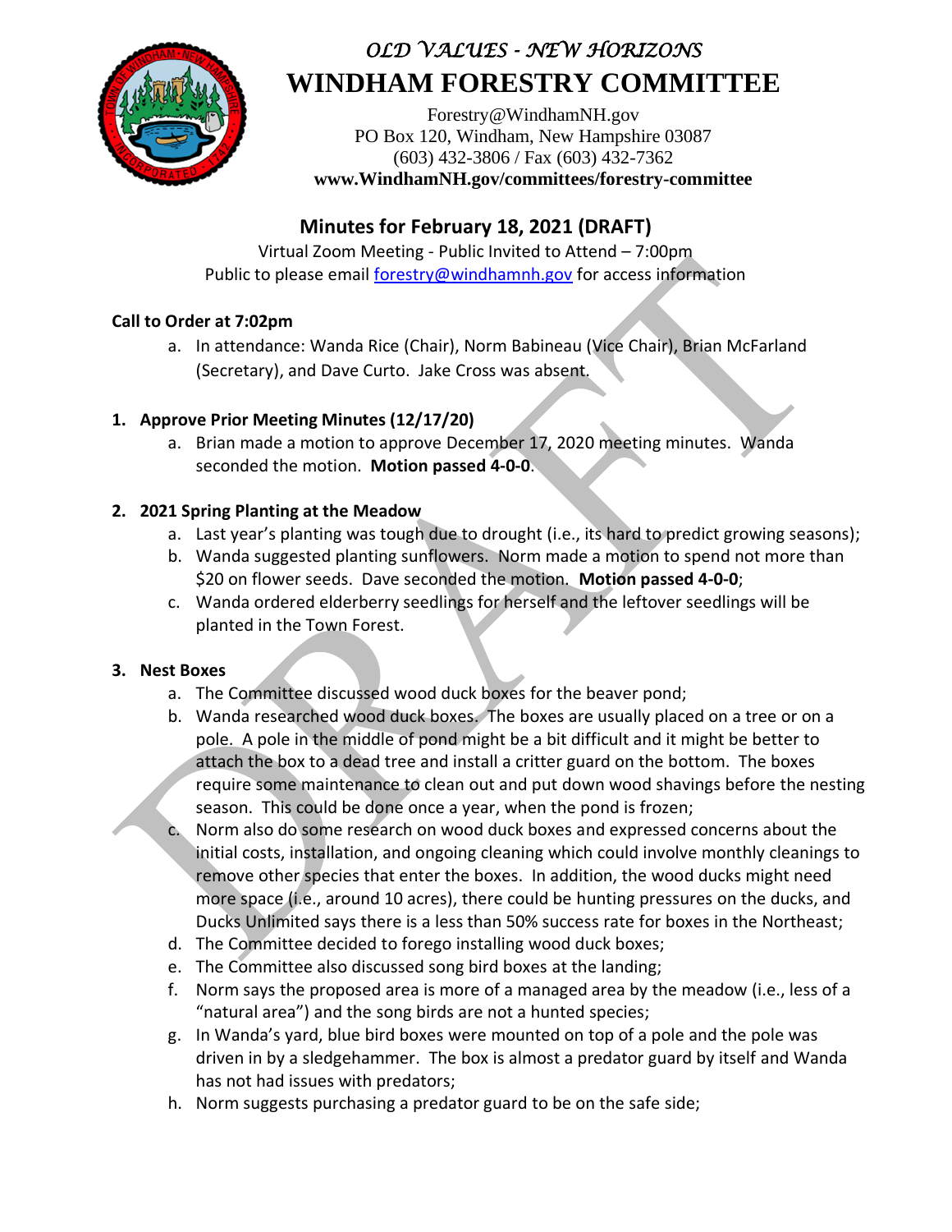*OLD VALUES - NEW HORIZONS*

# WINDHAM FORESTRY COMMITTEE

Forestry@WindhamNH.gov
PO Box 120, Windham, New Hampshire 03087
(603) 432-3806 / Fax (603) 432-7362
**www.WindhamNH.gov/committees/forestry-committee**

## Minutes for February 18, 2021 (DRAFT)

Virtual Zoom Meeting - Public Invited to Attend – 7:00pm
Public to please email forestry@windhamnh.gov for access information

**Call to Order at 7:02pm**

a. In attendance: Wanda Rice (Chair), Norm Babineau (Vice Chair), Brian McFarland (Secretary), and Dave Curto. Jake Cross was absent.

**1. Approve Prior Meeting Minutes (12/17/20)**

a. Brian made a motion to approve December 17, 2020 meeting minutes. Wanda seconded the motion. **Motion passed 4-0-0**.

**2. 2021 Spring Planting at the Meadow**

a. Last year's planting was tough due to drought (i.e., its hard to predict growing seasons);
b. Wanda suggested planting sunflowers. Norm made a motion to spend not more than $20 on flower seeds. Dave seconded the motion. **Motion passed 4-0-0**;
c. Wanda ordered elderberry seedlings for herself and the leftover seedlings will be planted in the Town Forest.

**3. Nest Boxes**

a. The Committee discussed wood duck boxes for the beaver pond;
b. Wanda researched wood duck boxes. The boxes are usually placed on a tree or on a pole. A pole in the middle of pond might be a bit difficult and it might be better to attach the box to a dead tree and install a critter guard on the bottom. The boxes require some maintenance to clean out and put down wood shavings before the nesting season. This could be done once a year, when the pond is frozen;
c. Norm also do some research on wood duck boxes and expressed concerns about the initial costs, installation, and ongoing cleaning which could involve monthly cleanings to remove other species that enter the boxes. In addition, the wood ducks might need more space (i.e., around 10 acres), there could be hunting pressures on the ducks, and Ducks Unlimited says there is a less than 50% success rate for boxes in the Northeast;
d. The Committee decided to forego installing wood duck boxes;
e. The Committee also discussed song bird boxes at the landing;
f. Norm says the proposed area is more of a managed area by the meadow (i.e., less of a "natural area") and the song birds are not a hunted species;
g. In Wanda's yard, blue bird boxes were mounted on top of a pole and the pole was driven in by a sledgehammer. The box is almost a predator guard by itself and Wanda has not had issues with predators;
h. Norm suggests purchasing a predator guard to be on the safe side;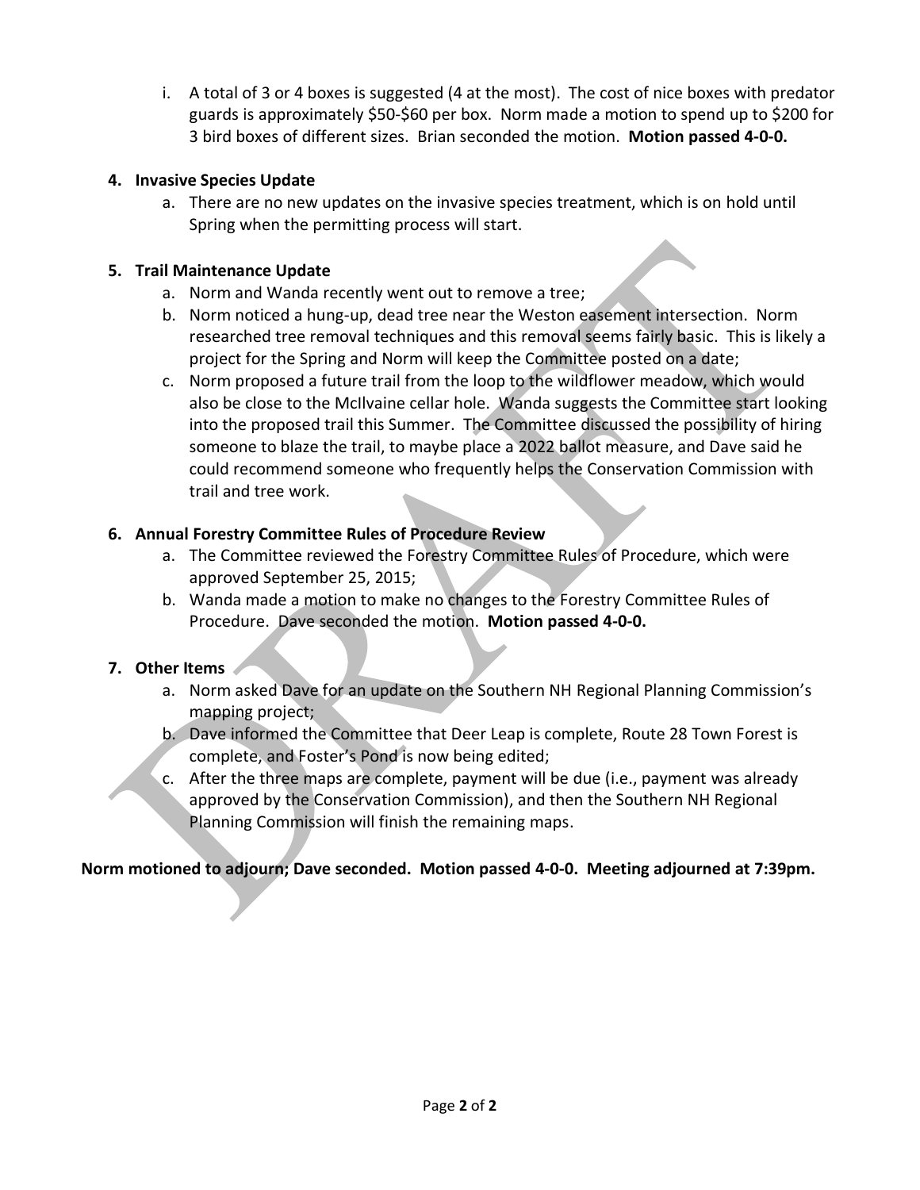i. A total of 3 or 4 boxes is suggested (4 at the most). The cost of nice boxes with predator guards is approximately $50-$60 per box. Norm made a motion to spend up to $200 for 3 bird boxes of different sizes. Brian seconded the motion. **Motion passed 4-0-0.**

4. **Invasive Species Update**
   a. There are no new updates on the invasive species treatment, which is on hold until Spring when the permitting process will start.

5. **Trail Maintenance Update**
   a. Norm and Wanda recently went out to remove a tree;
   b. Norm noticed a hung-up, dead tree near the Weston easement intersection. Norm researched tree removal techniques and this removal seems fairly basic. This is likely a project for the Spring and Norm will keep the Committee posted on a date;
   c. Norm proposed a future trail from the loop to the wildflower meadow, which would also be close to the McIlvaine cellar hole. Wanda suggests the Committee start looking into the proposed trail this Summer. The Committee discussed the possibility of hiring someone to blaze the trail, to maybe place a 2022 ballot measure, and Dave said he could recommend someone who frequently helps the Conservation Commission with trail and tree work.

6. **Annual Forestry Committee Rules of Procedure Review**
   a. The Committee reviewed the Forestry Committee Rules of Procedure, which were approved September 25, 2015;
   b. Wanda made a motion to make no changes to the Forestry Committee Rules of Procedure. Dave seconded the motion. **Motion passed 4-0-0.**

7. **Other Items**
   a. Norm asked Dave for an update on the Southern NH Regional Planning Commission's mapping project;
   b. Dave informed the Committee that Deer Leap is complete, Route 28 Town Forest is complete, and Foster's Pond is now being edited;
   c. After the three maps are complete, payment will be due (i.e., payment was already approved by the Conservation Commission), and then the Southern NH Regional Planning Commission will finish the remaining maps.

**Norm motioned to adjourn; Dave seconded. Motion passed 4-0-0. Meeting adjourned at 7:39pm.**